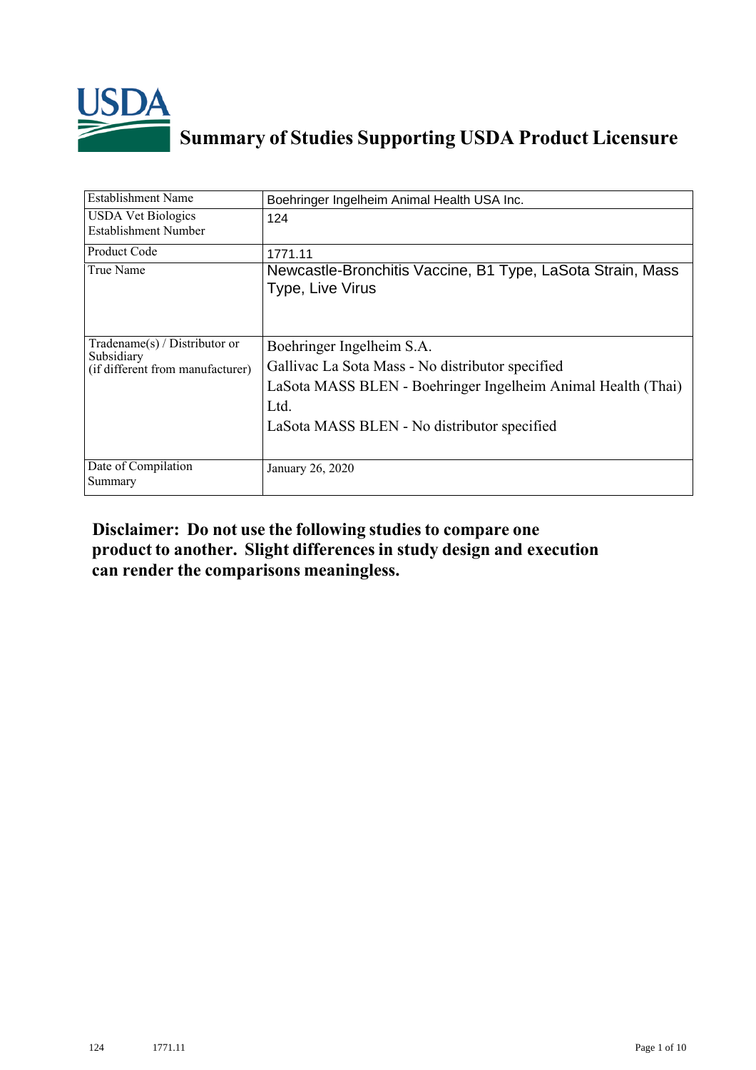# Summary of Studies Supporting USDA Product Licensure

| Establishment Name | Boehringer Ingelheim Animal Health USA Inc. |
| --- | --- |
| USDA Vet Biologics Establishment Number | 124 |
| Product Code | 1771.11 |
| True Name | Newcastle-Bronchitis Vaccine, B1 Type, LaSota Strain, Mass Type, Live Virus |
| Tradename(s) / Distributor or Subsidiary (if different from manufacturer) | Boehringer Ingelheim S.A.<br>Gallivac La Sota Mass - No distributor specified<br>LaSota MASS BLEN - Boehringer Ingelheim Animal Health (Thai) Ltd.<br>LaSota MASS BLEN - No distributor specified |
| Date of Compilation Summary | January 26, 2020 |

**Disclaimer: Do not use the following studies to compare one product to another. Slight differences in study design and execution can render the comparisons meaningless.**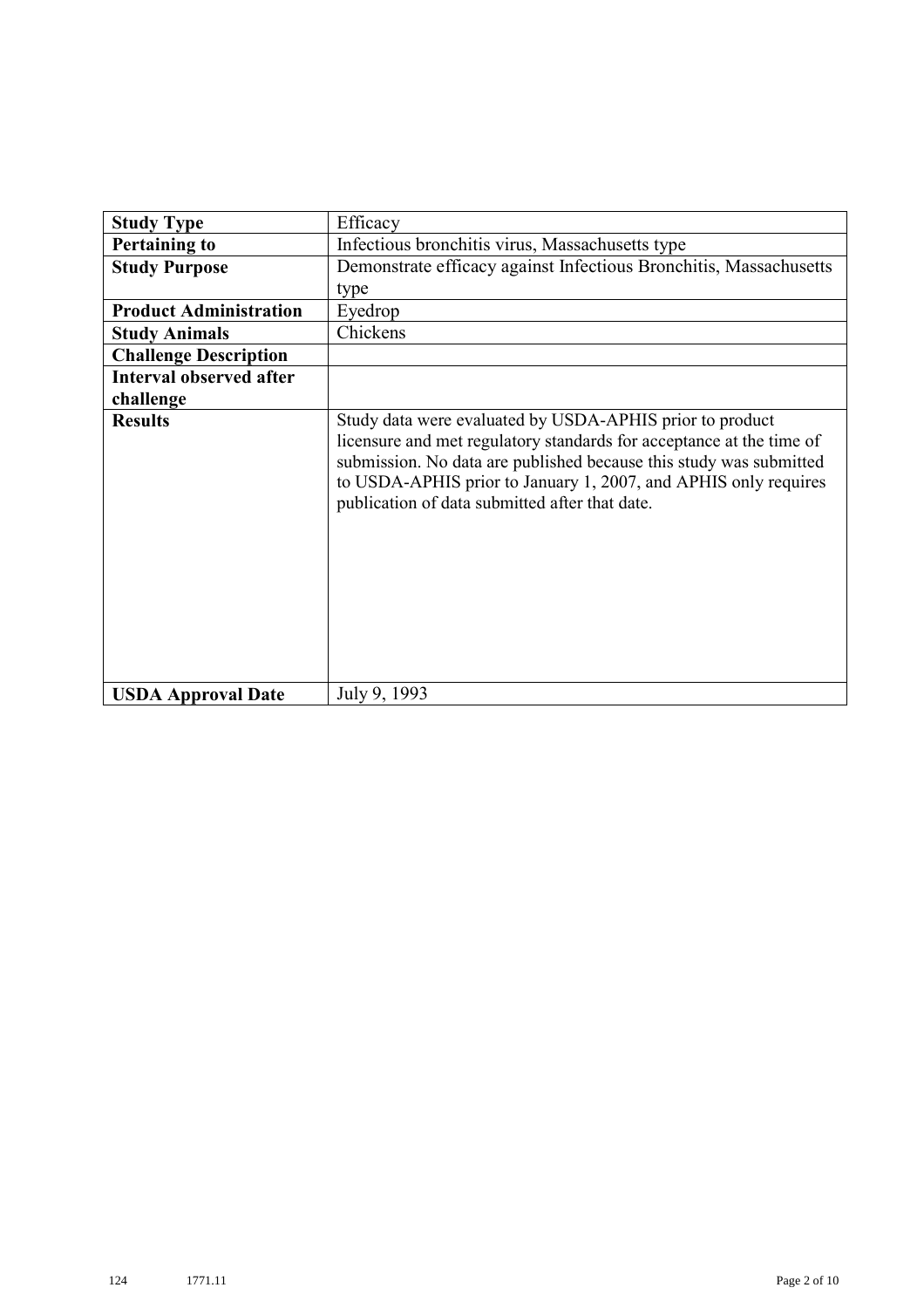| **Study Type** | Efficacy |
|---|---|
| **Pertaining to** | Infectious bronchitis virus, Massachusetts type |
| **Study Purpose** | Demonstrate efficacy against Infectious Bronchitis, Massachusetts type |
| **Product Administration** | Eyedrop |
| **Study Animals** | Chickens |
| **Challenge Description** | |
| **Interval observed after challenge** | |
| **Results** | Study data were evaluated by USDA-APHIS prior to product licensure and met regulatory standards for acceptance at the time of submission. No data are published because this study was submitted to USDA-APHIS prior to January 1, 2007, and APHIS only requires publication of data submitted after that date. |
| **USDA Approval Date** | July 9, 1993 |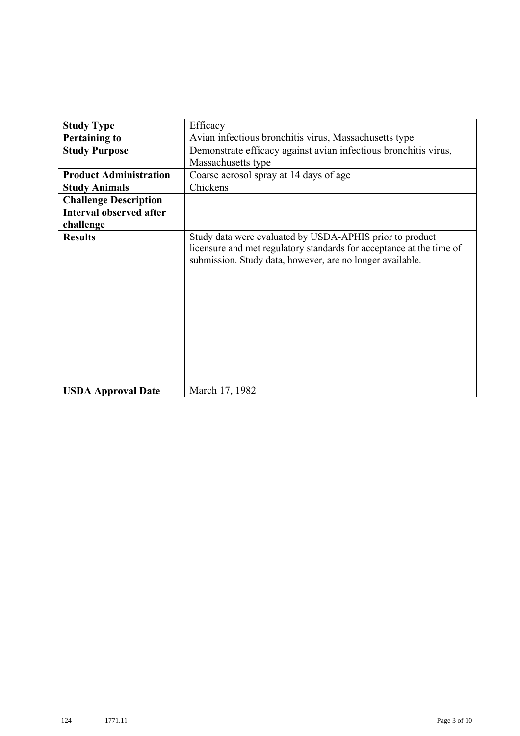| Study Type | Efficacy |
|---|---|
| **Pertaining to** | Avian infectious bronchitis virus, Massachusetts type |
| **Study Purpose** | Demonstrate efficacy against avian infectious bronchitis virus, Massachusetts type |
| **Product Administration** | Coarse aerosol spray at 14 days of age |
| **Study Animals** | Chickens |
| **Challenge Description** | |
| **Interval observed after challenge** | |
| **Results** | Study data were evaluated by USDA-APHIS prior to product licensure and met regulatory standards for acceptance at the time of submission. Study data, however, are no longer available. |
| **USDA Approval Date** | March 17, 1982 |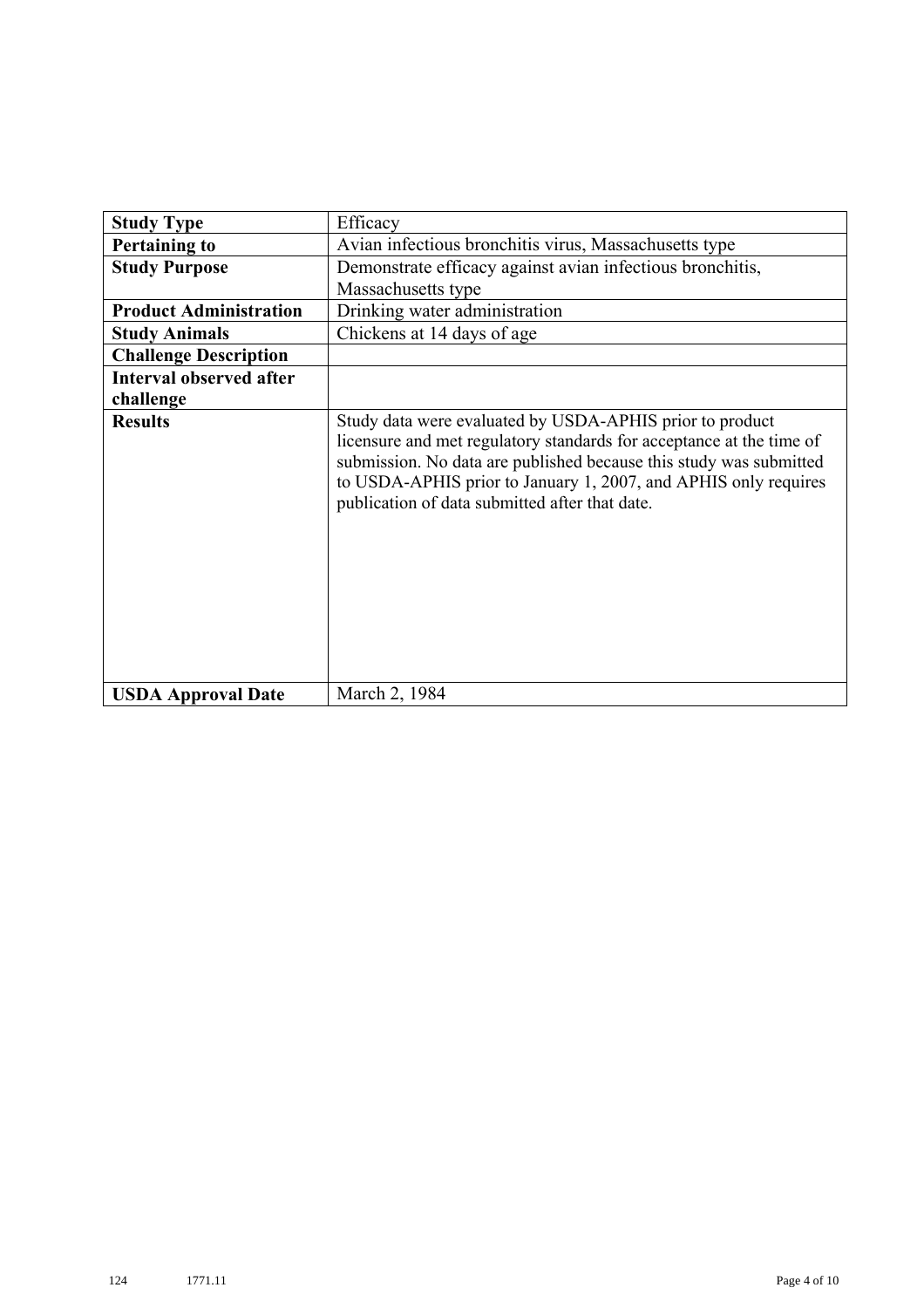| Study Type | Efficacy |
|---|---|
| **Pertaining to** | Avian infectious bronchitis virus, Massachusetts type |
| **Study Purpose** | Demonstrate efficacy against avian infectious bronchitis, Massachusetts type |
| **Product Administration** | Drinking water administration |
| **Study Animals** | Chickens at 14 days of age |
| **Challenge Description** | |
| **Interval observed after challenge** | |
| **Results** | Study data were evaluated by USDA-APHIS prior to product licensure and met regulatory standards for acceptance at the time of submission. No data are published because this study was submitted to USDA-APHIS prior to January 1, 2007, and APHIS only requires publication of data submitted after that date. |
| **USDA Approval Date** | March 2, 1984 |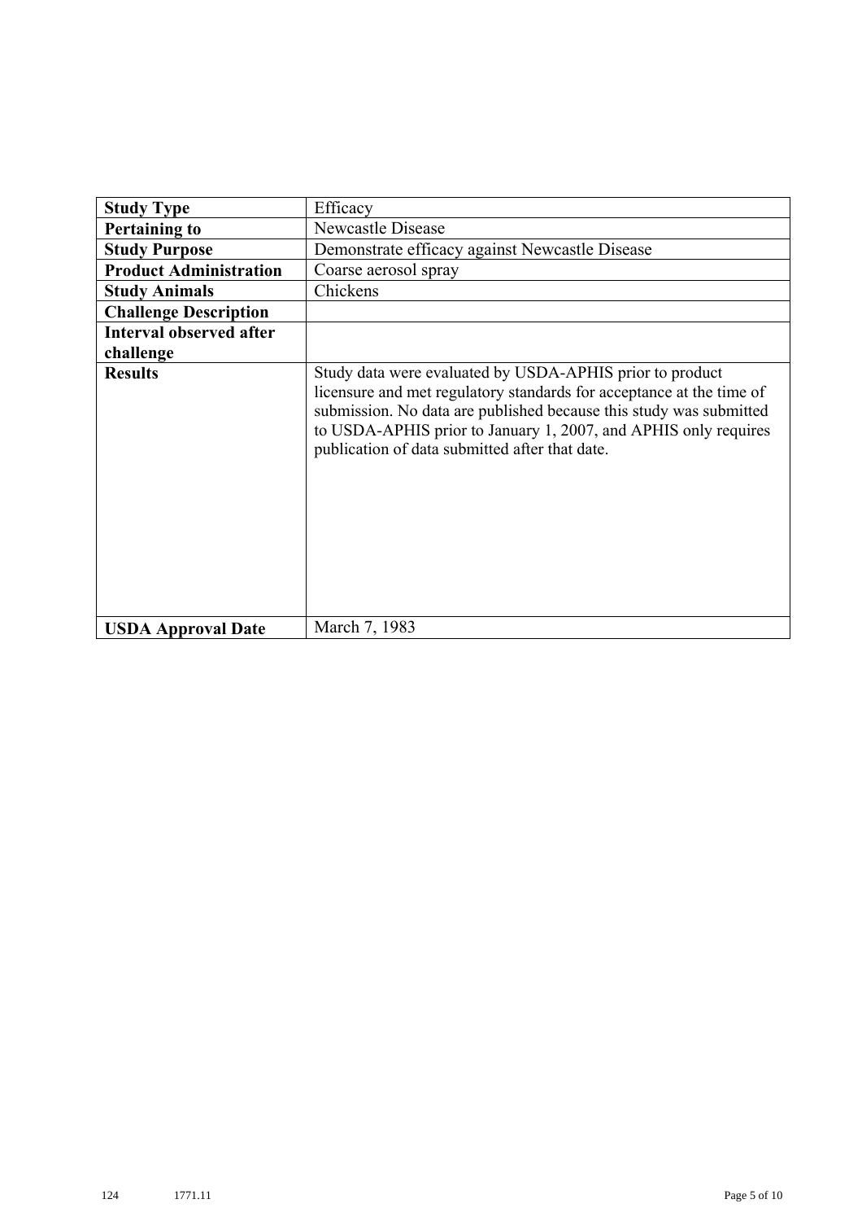| **Study Type** | Efficacy |
| --- | --- |
| **Pertaining to** | Newcastle Disease |
| **Study Purpose** | Demonstrate efficacy against Newcastle Disease |
| **Product Administration** | Coarse aerosol spray |
| **Study Animals** | Chickens |
| **Challenge Description** | |
| **Interval observed after challenge** | |
| **Results** | Study data were evaluated by USDA-APHIS prior to product licensure and met regulatory standards for acceptance at the time of submission. No data are published because this study was submitted to USDA-APHIS prior to January 1, 2007, and APHIS only requires publication of data submitted after that date. |
| **USDA Approval Date** | March 7, 1983 |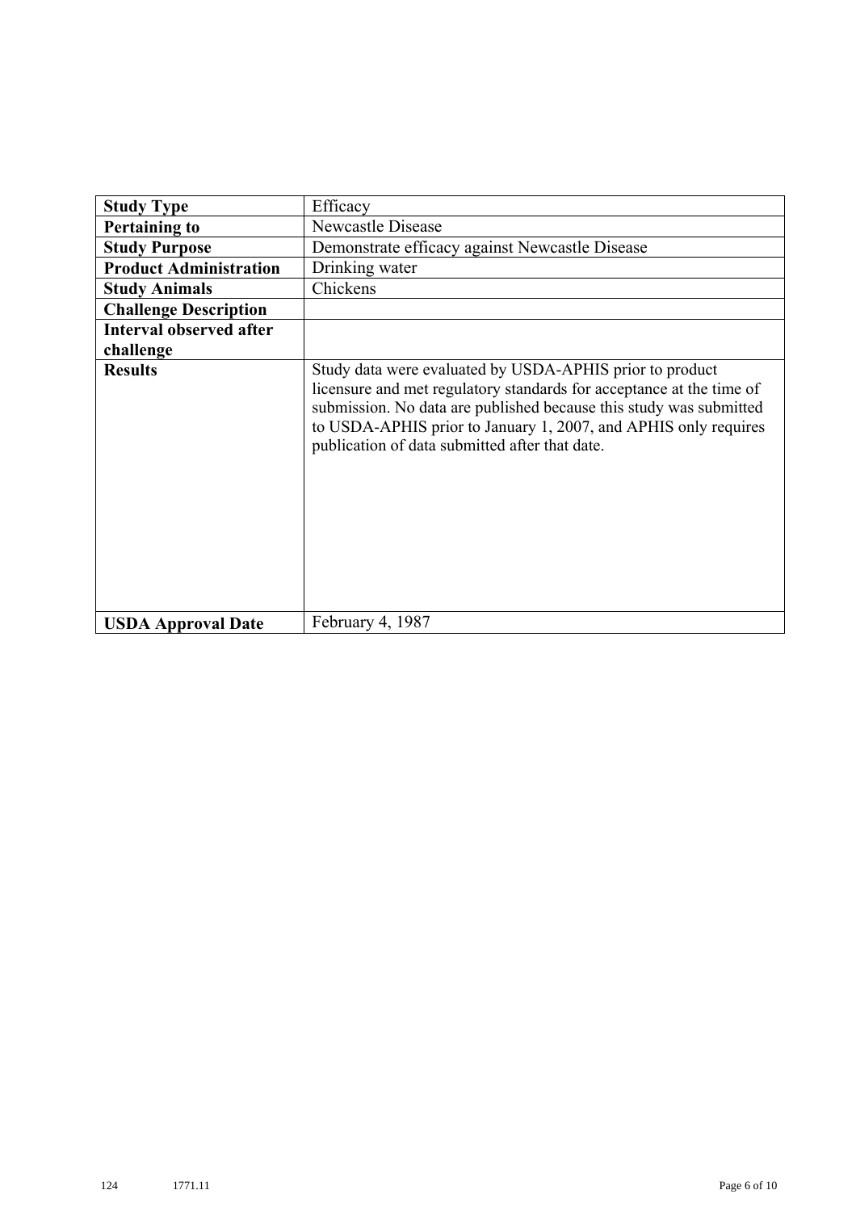| | |
|---|---|
| **Study Type** | Efficacy |
| **Pertaining to** | Newcastle Disease |
| **Study Purpose** | Demonstrate efficacy against Newcastle Disease |
| **Product Administration** | Drinking water |
| **Study Animals** | Chickens |
| **Challenge Description** | |
| **Interval observed after challenge** | |
| **Results** | Study data were evaluated by USDA-APHIS prior to product licensure and met regulatory standards for acceptance at the time of submission. No data are published because this study was submitted to USDA-APHIS prior to January 1, 2007, and APHIS only requires publication of data submitted after that date. |
| **USDA Approval Date** | February 4, 1987 |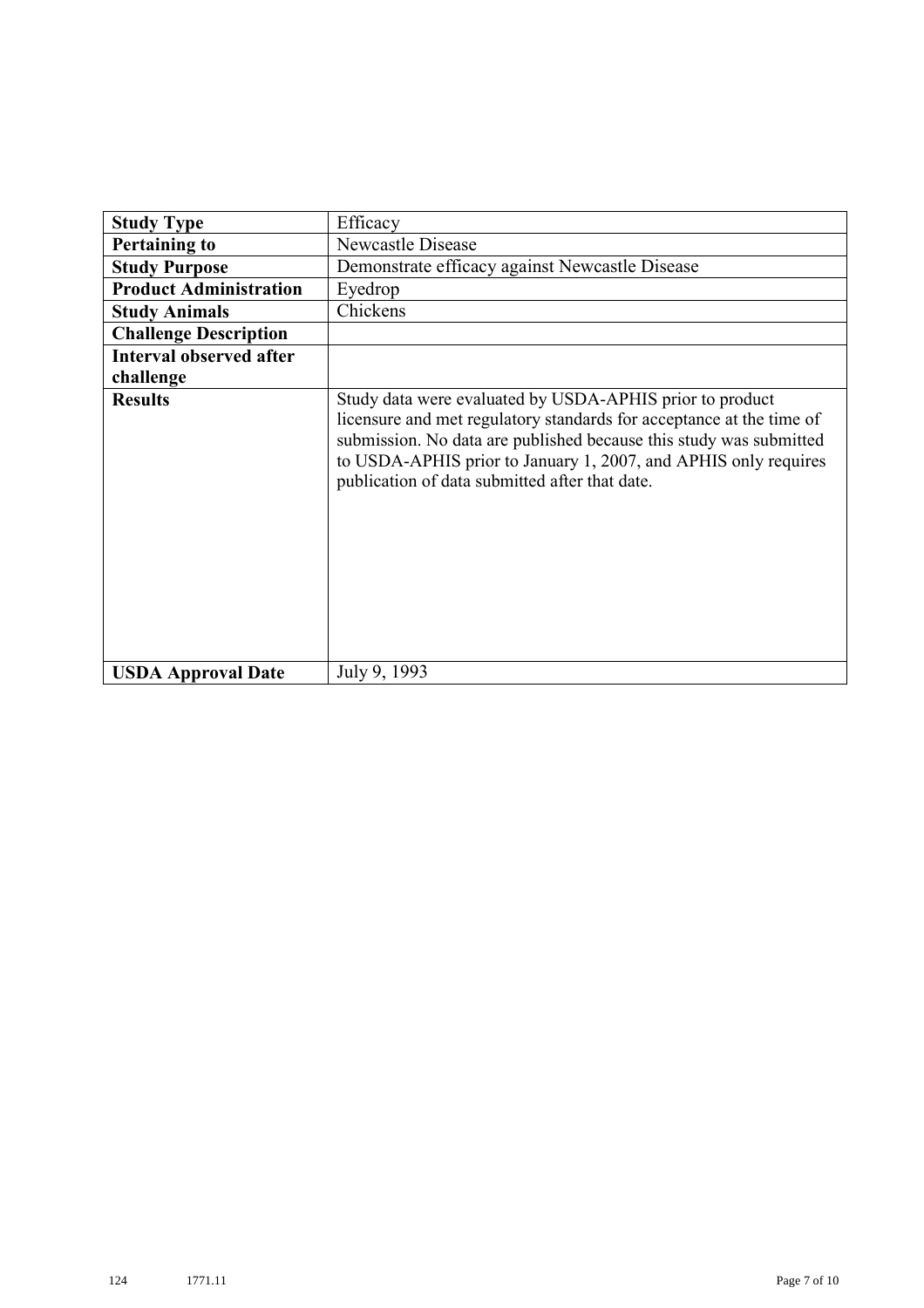| Study Type | Efficacy |
|---|---|
| **Pertaining to** | Newcastle Disease |
| **Study Purpose** | Demonstrate efficacy against Newcastle Disease |
| **Product Administration** | Eyedrop |
| **Study Animals** | Chickens |
| **Challenge Description** | |
| **Interval observed after challenge** | |
| **Results** | Study data were evaluated by USDA-APHIS prior to product licensure and met regulatory standards for acceptance at the time of submission. No data are published because this study was submitted to USDA-APHIS prior to January 1, 2007, and APHIS only requires publication of data submitted after that date. |
| **USDA Approval Date** | July 9, 1993 |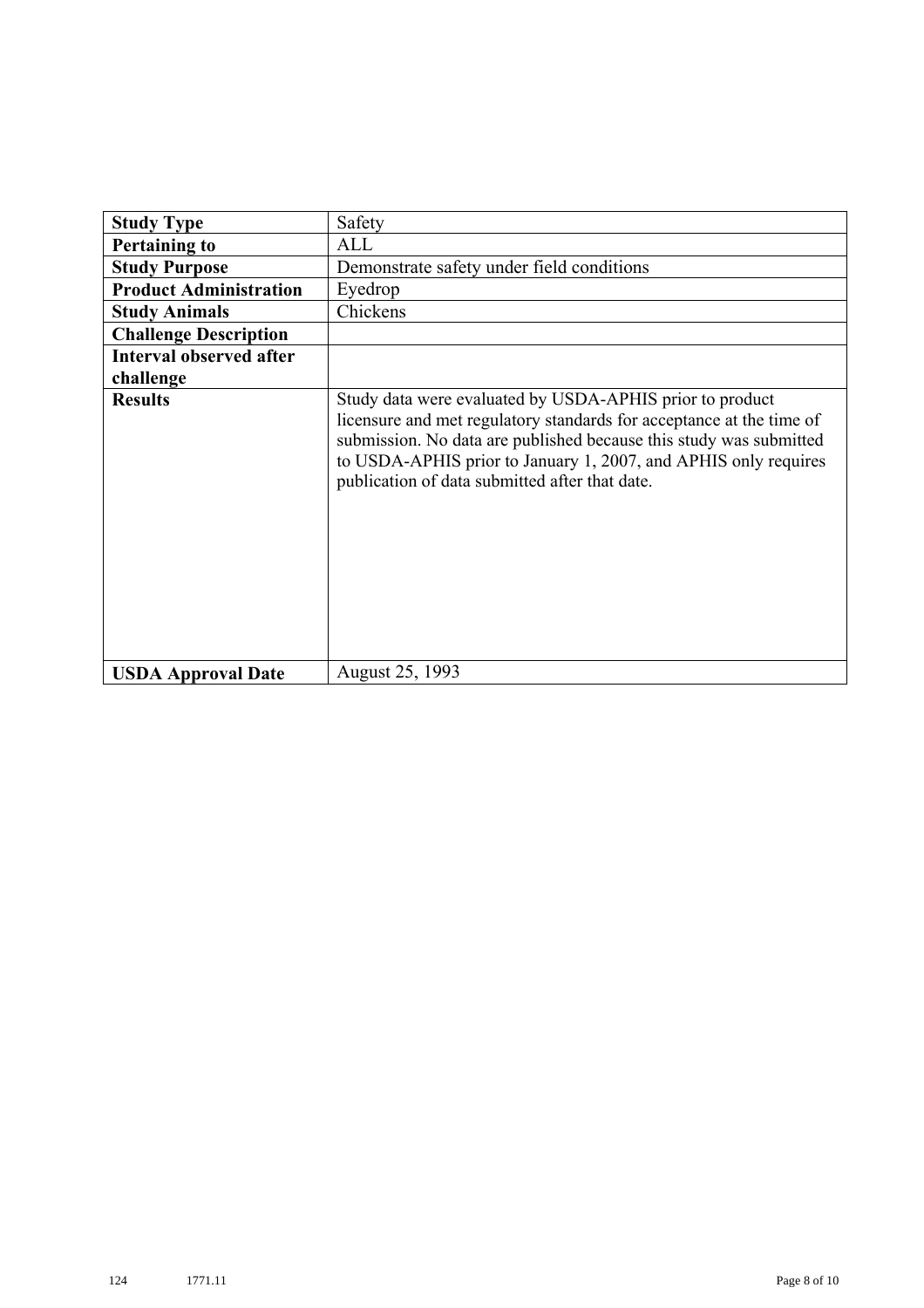| Study Type | Safety |
|---|---|
| **Pertaining to** | ALL |
| **Study Purpose** | Demonstrate safety under field conditions |
| **Product Administration** | Eyedrop |
| **Study Animals** | Chickens |
| **Challenge Description** | |
| **Interval observed after challenge** | |
| **Results** | Study data were evaluated by USDA-APHIS prior to product licensure and met regulatory standards for acceptance at the time of submission. No data are published because this study was submitted to USDA-APHIS prior to January 1, 2007, and APHIS only requires publication of data submitted after that date. |
| **USDA Approval Date** | August 25, 1993 |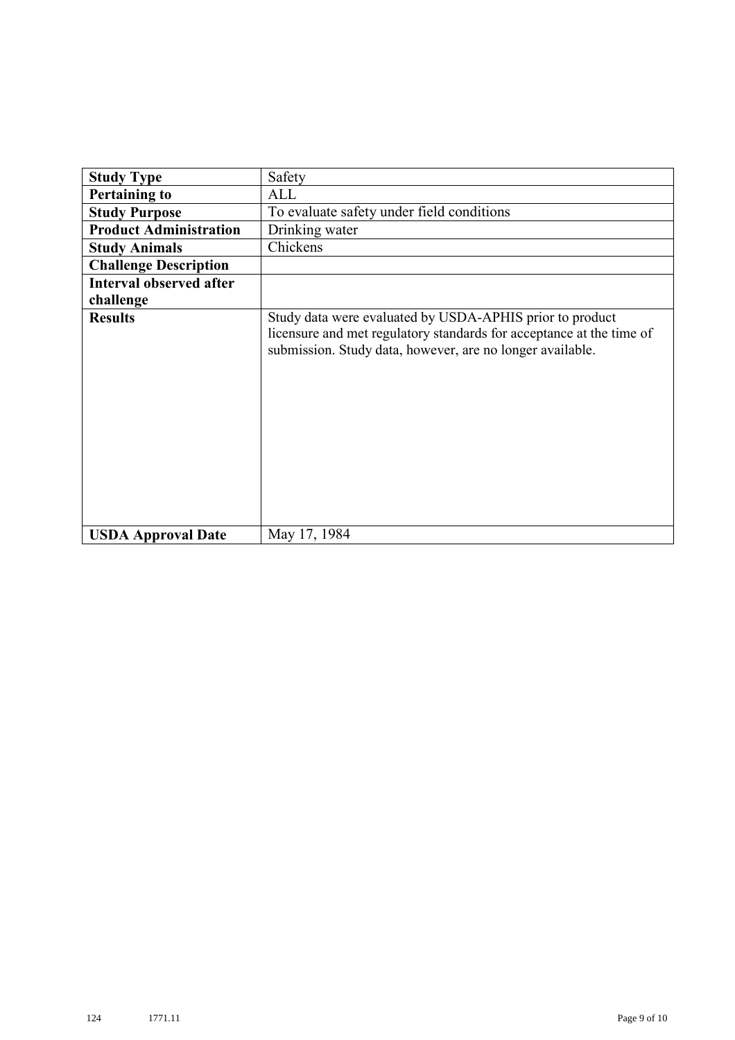| Study Type | Safety |
|---|---|
| **Pertaining to** | ALL |
| **Study Purpose** | To evaluate safety under field conditions |
| **Product Administration** | Drinking water |
| **Study Animals** | Chickens |
| **Challenge Description** | |
| **Interval observed after challenge** | |
| **Results** | Study data were evaluated by USDA-APHIS prior to product licensure and met regulatory standards for acceptance at the time of submission. Study data, however, are no longer available. |
| **USDA Approval Date** | May 17, 1984 |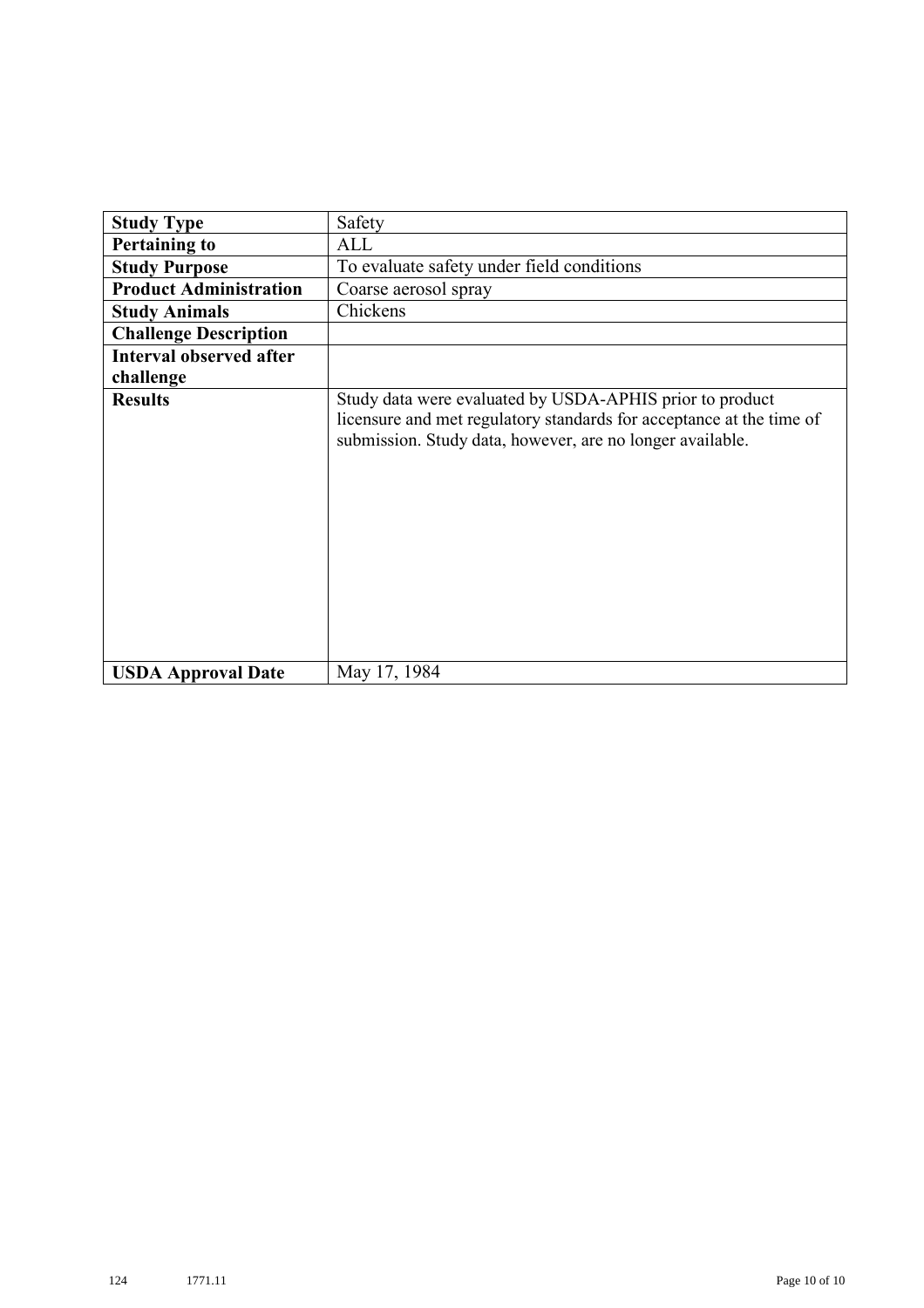| | |
|---|---|
| **Study Type** | Safety |
| **Pertaining to** | ALL |
| **Study Purpose** | To evaluate safety under field conditions |
| **Product Administration** | Coarse aerosol spray |
| **Study Animals** | Chickens |
| **Challenge Description** | |
| **Interval observed after challenge** | |
| **Results** | Study data were evaluated by USDA-APHIS prior to product licensure and met regulatory standards for acceptance at the time of submission. Study data, however, are no longer available. |
| **USDA Approval Date** | May 17, 1984 |